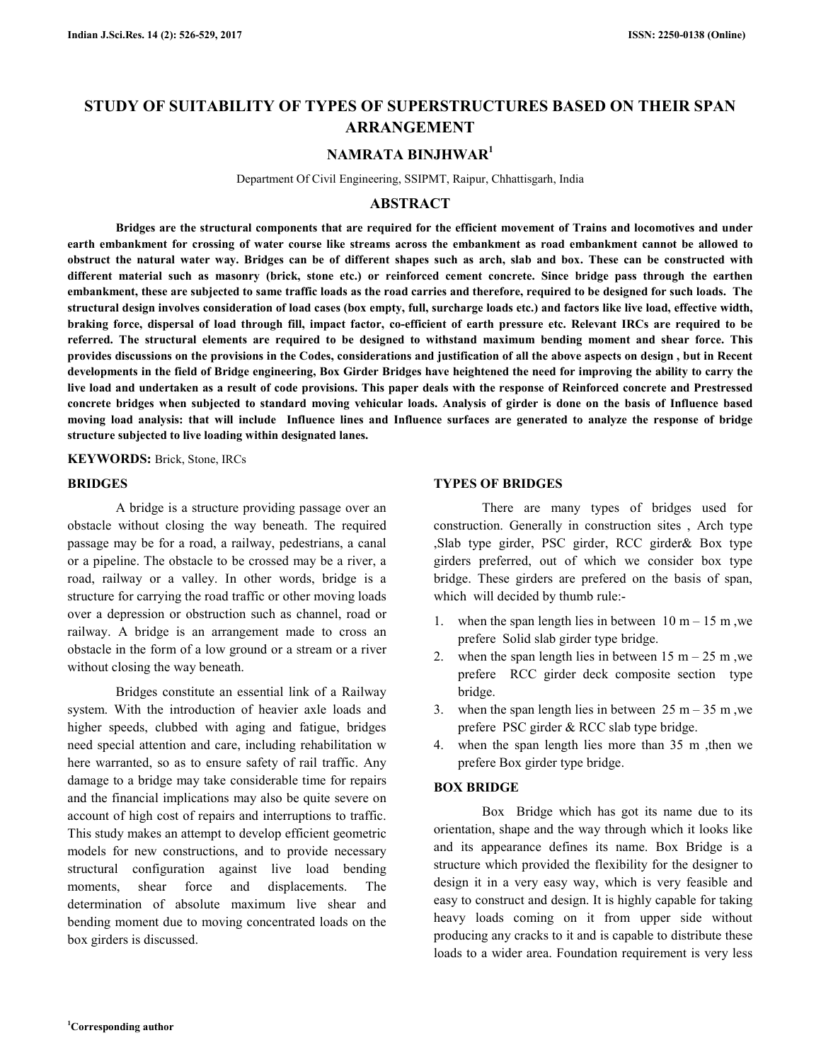# STUDY OF SUITABILITY OF TYPES OF SUPERSTRUCTURES BASED ON THEIR SPAN ARRANGEMENT

## NAMRATA BINJHWAR[1]

Department Of Civil Engineering, SSIPMT, Raipur, Chhattisgarh, India

## ABSTRACT

**Bridges are the structural components that are required for the efficient movement of Trains and locomotives and under earth embankment for crossing of water course like streams across the embankment as road embankment cannot be allowed to obstruct the natural water way. Bridges can be of different shapes such as arch, slab and box. These can be constructed with different material such as masonry (brick, stone etc.) or reinforced cement concrete. Since bridge pass through the earthen embankment, these are subjected to same traffic loads as the road carries and therefore, required to be designed for such loads. The structural design involves consideration of load cases (box empty, full, surcharge loads etc.) and factors like live load, effective width, braking force, dispersal of load through fill, impact factor, co-efficient of earth pressure etc. Relevant IRCs are required to be referred. The structural elements are required to be designed to withstand maximum bending moment and shear force. This provides discussions on the provisions in the Codes, considerations and justification of all the above aspects on design , but in Recent developments in the field of Bridge engineering, Box Girder Bridges have heightened the need for improving the ability to carry the live load and undertaken as a result of code provisions. This paper deals with the response of Reinforced concrete and Prestressed concrete bridges when subjected to standard moving vehicular loads. Analysis of girder is done on the basis of Influence based moving load analysis: that will include Influence lines and Influence surfaces are generated to analyze the response of bridge structure subjected to live loading within designated lanes.**

**KEYWORDS:** Brick, Stone, IRCs

## BRIDGES

A bridge is a structure providing passage over an obstacle without closing the way beneath. The required passage may be for a road, a railway, pedestrians, a canal or a pipeline. The obstacle to be crossed may be a river, a road, railway or a valley. In other words, bridge is a structure for carrying the road traffic or other moving loads over a depression or obstruction such as channel, road or railway. A bridge is an arrangement made to cross an obstacle in the form of a low ground or a stream or a river without closing the way beneath.

Bridges constitute an essential link of a Railway system. With the introduction of heavier axle loads and higher speeds, clubbed with aging and fatigue, bridges need special attention and care, including rehabilitation w here warranted, so as to ensure safety of rail traffic. Any damage to a bridge may take considerable time for repairs and the financial implications may also be quite severe on account of high cost of repairs and interruptions to traffic. This study makes an attempt to develop efficient geometric models for new constructions, and to provide necessary structural configuration against live load bending moments, shear force and displacements. The determination of absolute maximum live shear and bending moment due to moving concentrated loads on the box girders is discussed.

## TYPES OF BRIDGES

There are many types of bridges used for construction. Generally in construction sites , Arch type ,Slab type girder, PSC girder, RCC girder& Box type girders preferred, out of which we consider box type bridge. These girders are prefered on the basis of span, which will decided by thumb rule:-

1. when the span length lies in between 10 m – 15 m ,we prefere Solid slab girder type bridge.
2. when the span length lies in between 15 m – 25 m ,we prefere RCC girder deck composite section type bridge.
3. when the span length lies in between 25 m – 35 m ,we prefere PSC girder & RCC slab type bridge.
4. when the span length lies more than 35 m ,then we prefere Box girder type bridge.

## BOX BRIDGE

Box Bridge which has got its name due to its orientation, shape and the way through which it looks like and its appearance defines its name. Box Bridge is a structure which provided the flexibility for the designer to design it in a very easy way, which is very feasible and easy to construct and design. It is highly capable for taking heavy loads coming on it from upper side without producing any cracks to it and is capable to distribute these loads to a wider area. Foundation requirement is very less

[1]Corresponding author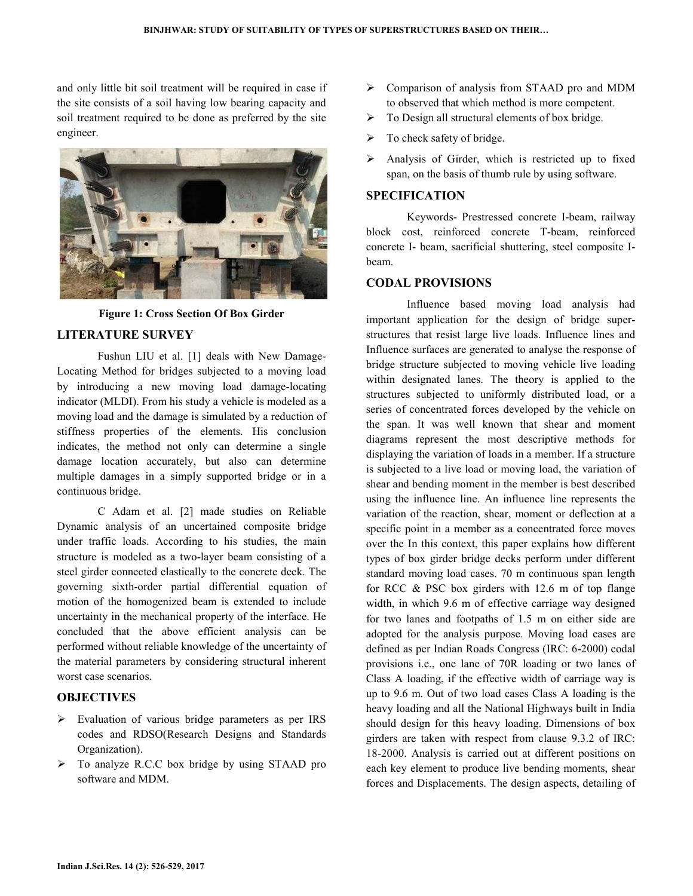and only little bit soil treatment will be required in case if the site consists of a soil having low bearing capacity and soil treatment required to be done as preferred by the site engineer.

**Figure 1: Cross Section Of Box Girder**

## LITERATURE SURVEY

Fushun LIU et al. [1] deals with New Damage-Locating Method for bridges subjected to a moving load by introducing a new moving load damage-locating indicator (MLDI). From his study a vehicle is modeled as a moving load and the damage is simulated by a reduction of stiffness properties of the elements. His conclusion indicates, the method not only can determine a single damage location accurately, but also can determine multiple damages in a simply supported bridge or in a continuous bridge.

C Adam et al. [2] made studies on Reliable Dynamic analysis of an uncertained composite bridge under traffic loads. According to his studies, the main structure is modeled as a two-layer beam consisting of a steel girder connected elastically to the concrete deck. The governing sixth-order partial differential equation of motion of the homogenized beam is extended to include uncertainty in the mechanical property of the interface. He concluded that the above efficient analysis can be performed without reliable knowledge of the uncertainty of the material parameters by considering structural inherent worst case scenarios.

## OBJECTIVES

- Evaluation of various bridge parameters as per IRS codes and RDSO(Research Designs and Standards Organization).
- To analyze R.C.C box bridge by using STAAD pro software and MDM.
- Comparison of analysis from STAAD pro and MDM to observed that which method is more competent.
- To Design all structural elements of box bridge.
- To check safety of bridge.
- Analysis of Girder, which is restricted up to fixed span, on the basis of thumb rule by using software.

## SPECIFICATION

Keywords- Prestressed concrete I-beam, railway block cost, reinforced concrete T-beam, reinforced concrete I- beam, sacrificial shuttering, steel composite I-beam.

## CODAL PROVISIONS

Influence based moving load analysis had important application for the design of bridge super-structures that resist large live loads. Influence lines and Influence surfaces are generated to analyse the response of bridge structure subjected to moving vehicle live loading within designated lanes. The theory is applied to the structures subjected to uniformly distributed load, or a series of concentrated forces developed by the vehicle on the span. It was well known that shear and moment diagrams represent the most descriptive methods for displaying the variation of loads in a member. If a structure is subjected to a live load or moving load, the variation of shear and bending moment in the member is best described using the influence line. An influence line represents the variation of the reaction, shear, moment or deflection at a specific point in a member as a concentrated force moves over the In this context, this paper explains how different types of box girder bridge decks perform under different standard moving load cases. 70 m continuous span length for RCC & PSC box girders with 12.6 m of top flange width, in which 9.6 m of effective carriage way designed for two lanes and footpaths of 1.5 m on either side are adopted for the analysis purpose. Moving load cases are defined as per Indian Roads Congress (IRC: 6-2000) codal provisions i.e., one lane of 70R loading or two lanes of Class A loading, if the effective width of carriage way is up to 9.6 m. Out of two load cases Class A loading is the heavy loading and all the National Highways built in India should design for this heavy loading. Dimensions of box girders are taken with respect from clause 9.3.2 of IRC: 18-2000. Analysis is carried out at different positions on each key element to produce live bending moments, shear forces and Displacements. The design aspects, detailing of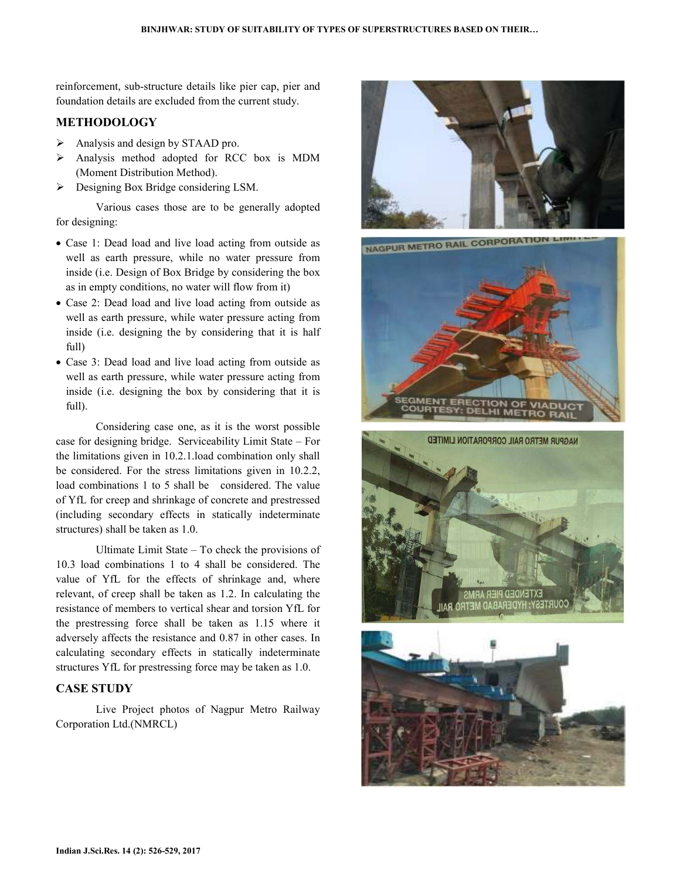reinforcement, sub-structure details like pier cap, pier and foundation details are excluded from the current study.

## METHODOLOGY

- Analysis and design by STAAD pro.
- Analysis method adopted for RCC box is MDM (Moment Distribution Method).
- Designing Box Bridge considering LSM.

Various cases those are to be generally adopted for designing:

- Case 1: Dead load and live load acting from outside as well as earth pressure, while no water pressure from inside (i.e. Design of Box Bridge by considering the box as in empty conditions, no water will flow from it)
- Case 2: Dead load and live load acting from outside as well as earth pressure, while water pressure acting from inside (i.e. designing the by considering that it is half full)
- Case 3: Dead load and live load acting from outside as well as earth pressure, while water pressure acting from inside (i.e. designing the box by considering that it is full).

Considering case one, as it is the worst possible case for designing bridge. Serviceability Limit State – For the limitations given in 10.2.1.load combination only shall be considered. For the stress limitations given in 10.2.2, load combinations 1 to 5 shall be considered. The value of YfL for creep and shrinkage of concrete and prestressed (including secondary effects in statically indeterminate structures) shall be taken as 1.0.

Ultimate Limit State – To check the provisions of 10.3 load combinations 1 to 4 shall be considered. The value of YfL for the effects of shrinkage and, where relevant, of creep shall be taken as 1.2. In calculating the resistance of members to vertical shear and torsion YfL for the prestressing force shall be taken as 1.15 where it adversely affects the resistance and 0.87 in other cases. In calculating secondary effects in statically indeterminate structures YfL for prestressing force may be taken as 1.0.

## CASE STUDY

Live Project photos of Nagpur Metro Railway Corporation Ltd.(NMRCL)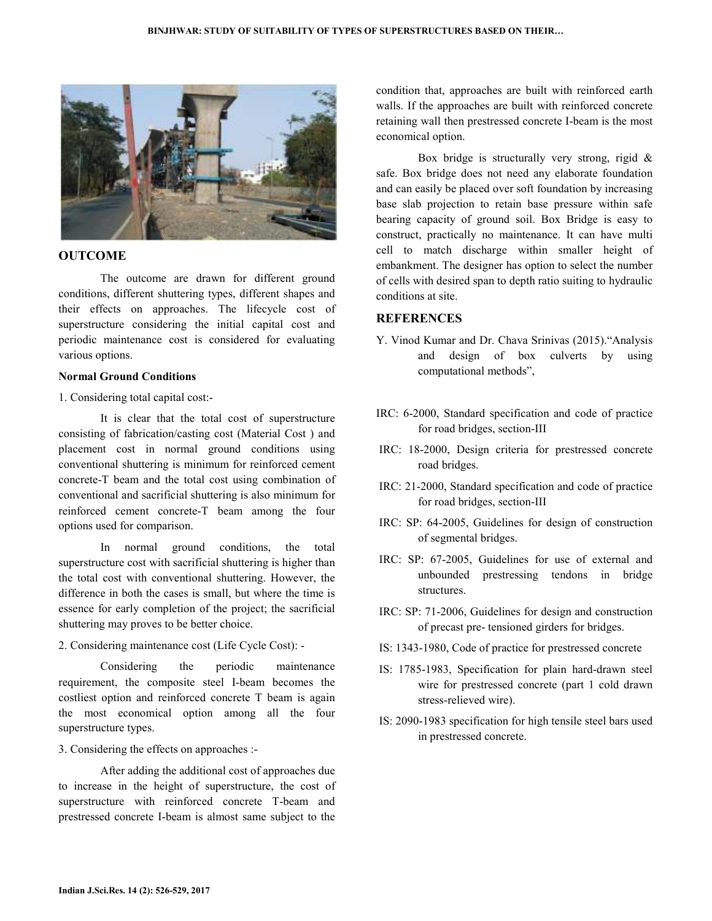## OUTCOME

The outcome are drawn for different ground conditions, different shuttering types, different shapes and their effects on approaches. The lifecycle cost of superstructure considering the initial capital cost and periodic maintenance cost is considered for evaluating various options.

### Normal Ground Conditions

1. Considering total capital cost:-

It is clear that the total cost of superstructure consisting of fabrication/casting cost (Material Cost ) and placement cost in normal ground conditions using conventional shuttering is minimum for reinforced cement concrete-T beam and the total cost using combination of conventional and sacrificial shuttering is also minimum for reinforced cement concrete-T beam among the four options used for comparison.

In normal ground conditions, the total superstructure cost with sacrificial shuttering is higher than the total cost with conventional shuttering. However, the difference in both the cases is small, but where the time is essence for early completion of the project; the sacrificial shuttering may proves to be better choice.

2. Considering maintenance cost (Life Cycle Cost): -

Considering the periodic maintenance requirement, the composite steel I-beam becomes the costliest option and reinforced concrete T beam is again the most economical option among all the four superstructure types.

3. Considering the effects on approaches :-

After adding the additional cost of approaches due to increase in the height of superstructure, the cost of superstructure with reinforced concrete T-beam and prestressed concrete I-beam is almost same subject to the condition that, approaches are built with reinforced earth walls. If the approaches are built with reinforced concrete retaining wall then prestressed concrete I-beam is the most economical option.

Box bridge is structurally very strong, rigid & safe. Box bridge does not need any elaborate foundation and can easily be placed over soft foundation by increasing base slab projection to retain base pressure within safe bearing capacity of ground soil. Box Bridge is easy to construct, practically no maintenance. It can have multi cell to match discharge within smaller height of embankment. The designer has option to select the number of cells with desired span to depth ratio suiting to hydraulic conditions at site.

## REFERENCES

Y. Vinod Kumar and Dr. Chava Srinivas (2015).“Analysis and design of box culverts by using computational methods”,

IRC: 6-2000, Standard specification and code of practice for road bridges, section-III

IRC: 18-2000, Design criteria for prestressed concrete road bridges.

IRC: 21-2000, Standard specification and code of practice for road bridges, section-III

IRC: SP: 64-2005, Guidelines for design of construction of segmental bridges.

IRC: SP: 67-2005, Guidelines for use of external and unbounded prestressing tendons in bridge structures.

IRC: SP: 71-2006, Guidelines for design and construction of precast pre- tensioned girders for bridges.

IS: 1343-1980, Code of practice for prestressed concrete

IS: 1785-1983, Specification for plain hard-drawn steel wire for prestressed concrete (part 1 cold drawn stress-relieved wire).

IS: 2090-1983 specification for high tensile steel bars used in prestressed concrete.